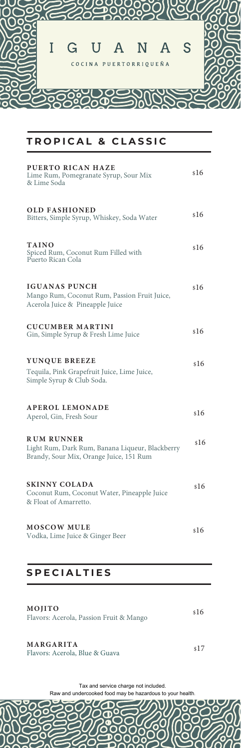# I G U A N A S

COCINA PUERTORRIQUEÑA

## TROPICAL & CLASSIC

**PUERTO RICAN HAZE** $16
Lime Rum, Pomegranate Syrup, Sour Mix & Lime Soda

**OLD FASHIONED** $16
Bitters, Simple Syrup, Whiskey, Soda Water

**TAINO** $16
Spiced Rum, Coconut Rum Filled with Puerto Rican Cola

**IGUANAS PUNCH** $16
Mango Rum, Coconut Rum, Passion Fruit Juice, Acerola Juice & Pineapple Juice

**CUCUMBER MARTINI** $16
Gin, Simple Syrup & Fresh Lime Juice

**YUNQUE BREEZE** $16
Tequila, Pink Grapefruit Juice, Lime Juice, Simple Syrup & Club Soda.

**APEROL LEMONADE** $16
Aperol, Gin, Fresh Sour

**RUM RUNNER** $16
Light Rum, Dark Rum, Banana Liqueur, Blackberry Brandy, Sour Mix, Orange Juice, 151 Rum

**SKINNY COLADA** $16
Coconut Rum, Coconut Water, Pineapple Juice & Float of Amarretto.

**MOSCOW MULE** $16
Vodka, Lime Juice & Ginger Beer

## SPECIALTIES

**MOJITO** $16
Flavors: Acerola, Passion Fruit & Mango

**MARGARITA** $17
Flavors: Acerola, Blue & Guava

Tax and service charge not included.
Raw and undercooked food may be hazardous to your health.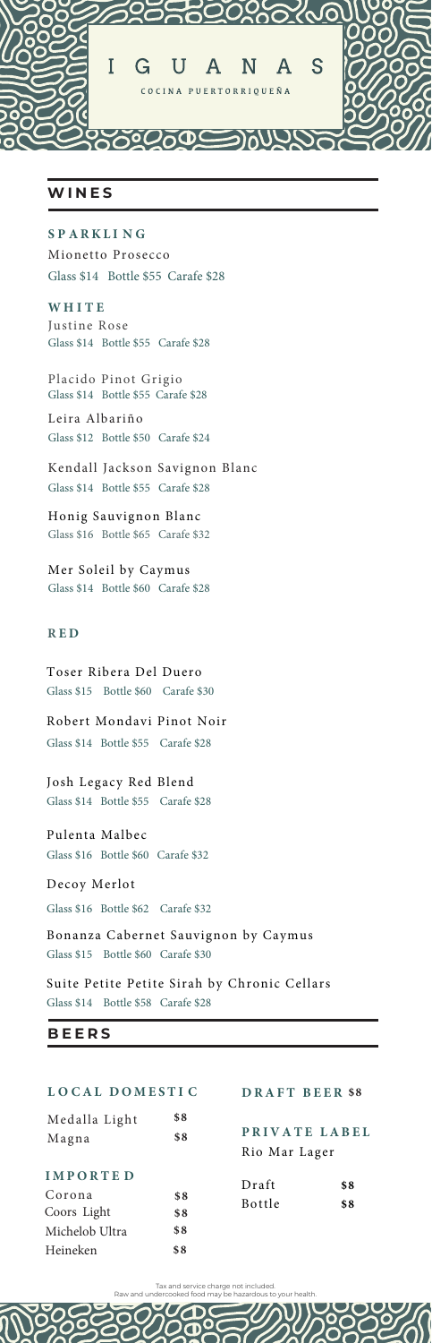# IGUANAS

COCINA PUERTORRIQUEÑA

## WINES

### SPARKLING

Mionetto Prosecco
Glass $14 Bottle $55 Carafe $28

### WHITE

Justine Rose
Glass $14 Bottle $55 Carafe $28

Placido Pinot Grigio
Glass $14 Bottle $55 Carafe $28

Leira Albariño
Glass $12 Bottle $50 Carafe $24

Kendall Jackson Savignon Blanc
Glass $14 Bottle $55 Carafe $28

Honig Sauvignon Blanc
Glass $16 Bottle $65 Carafe $32

Mer Soleil by Caymus
Glass $14 Bottle $60 Carafe $28

### RED

Toser Ribera Del Duero
Glass $15 Bottle $60 Carafe $30

Robert Mondavi Pinot Noir
Glass $14 Bottle $55 Carafe $28

Josh Legacy Red Blend
Glass $14 Bottle $55 Carafe $28

Pulenta Malbec
Glass $16 Bottle $60 Carafe $32

Decoy Merlot
Glass $16 Bottle $62 Carafe $32

Bonanza Cabernet Sauvignon by Caymus
Glass $15 Bottle $60 Carafe $30

Suite Petite Petite Sirah by Chronic Cellars
Glass $14 Bottle $58 Carafe $28

## BEERS

### LOCAL DOMESTIC

| | |
|---|---|
| Medalla Light | $8 |
| Magna | $8 |

### IMPORTED

| | |
|---|---|
| Corona | $8 |
| Coors Light | $8 |
| Michelob Ultra | $8 |
| Heineken | $8 |

### DRAFT BEER $8

### PRIVATE LABEL

Rio Mar Lager

| | |
|---|---|
| Draft | $8 |
| Bottle | $8 |

Tax and service charge not included.
Raw and undercooked food may be hazardous to your health.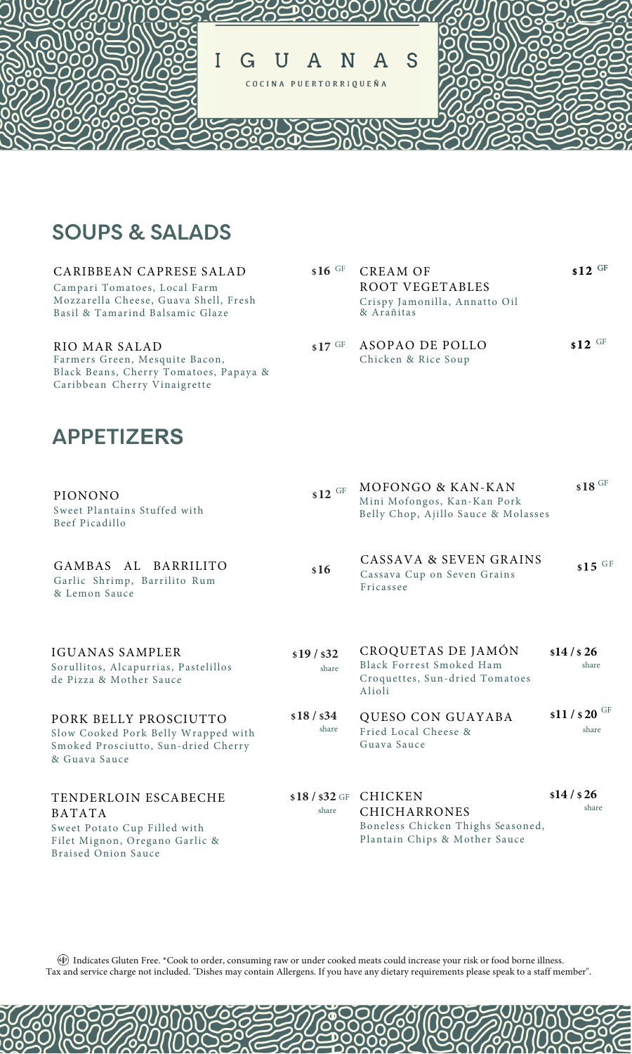# I G U A N A S

COCINA PUERTORRIQUEÑA

## SOUPS & SALADS

**CARIBBEAN CAPRESE SALAD** — $16 GF
Campari Tomatoes, Local Farm Mozzarella Cheese, Guava Shell, Fresh Basil & Tamarind Balsamic Glaze

**RIO MAR SALAD** — $17 GF
Farmers Green, Mesquite Bacon, Black Beans, Cherry Tomatoes, Papaya & Caribbean Cherry Vinaigrette

**CREAM OF ROOT VEGETABLES** — $12 GF
Crispy Jamonilla, Annatto Oil & Arañitas

**ASOPAO DE POLLO** — $12 GF
Chicken & Rice Soup

## APPETIZERS

**PIONONO** — $12 GF
Sweet Plantains Stuffed with Beef Picadillo

**GAMBAS AL BARRILITO** — $16
Garlic Shrimp, Barrilito Rum & Lemon Sauce

**IGUANAS SAMPLER** — $19 / $32 share
Sorullitos, Alcapurrias, Pastelillos de Pizza & Mother Sauce

**PORK BELLY PROSCIUTTO** — $18 / $34 share
Slow Cooked Pork Belly Wrapped with Smoked Prosciutto, Sun-dried Cherry & Guava Sauce

**TENDERLOIN ESCABECHE BATATA** — $18 / $32 share GF
Sweet Potato Cup Filled with Filet Mignon, Oregano Garlic & Braised Onion Sauce

**MOFONGO & KAN-KAN** — $18 GF
Mini Mofongos, Kan-Kan Pork Belly Chop, Ajillo Sauce & Molasses

**CASSAVA & SEVEN GRAINS** — $15 GF
Cassava Cup on Seven Grains Fricassee

**CROQUETAS DE JAMÓN** — $14 / $26 share
Black Forrest Smoked Ham Croquettes, Sun-dried Tomatoes Alioli

**QUESO CON GUAYABA** — $11 / $20 share GF
Fried Local Cheese & Guava Sauce

**CHICKEN CHICHARRONES** — $14 / $26 share
Boneless Chicken Thighs Seasoned, Plantain Chips & Mother Sauce

GF Indicates Gluten Free. *Cook to order, consuming raw or under cooked meats could increase your risk or food borne illness.
Tax and service charge not included. "Dishes may contain Allergens. If you have any dietary requirements please speak to a staff member".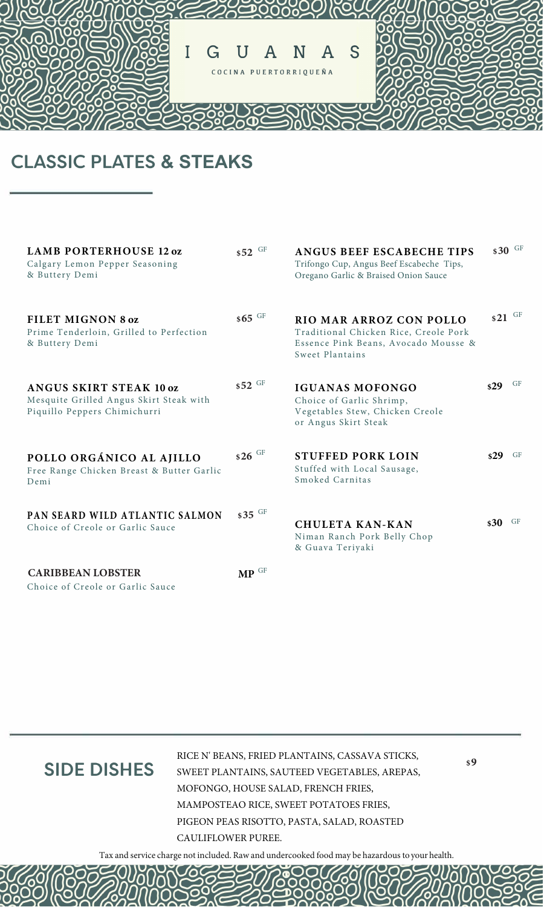# IGUANAS

COCINA PUERTORRIQUEÑA

## CLASSIC PLATES & STEAKS

**LAMB PORTERHOUSE 12 oz** — $52 GF
Calgary Lemon Pepper Seasoning & Buttery Demi

**FILET MIGNON 8 oz** — $65 GF
Prime Tenderloin, Grilled to Perfection & Buttery Demi

**ANGUS SKIRT STEAK 10 oz** — $52 GF
Mesquite Grilled Angus Skirt Steak with Piquillo Peppers Chimichurri

**POLLO ORGÁNICO AL AJILLO** — $26 GF
Free Range Chicken Breast & Butter Garlic Demi

**PAN SEARD WILD ATLANTIC SALMON** — $35 GF
Choice of Creole or Garlic Sauce

**CARIBBEAN LOBSTER** — MP GF
Choice of Creole or Garlic Sauce

**ANGUS BEEF ESCABECHE TIPS** — $30 GF
Trifongo Cup, Angus Beef Escabeche Tips, Oregano Garlic & Braised Onion Sauce

**RIO MAR ARROZ CON POLLO** — $21 GF
Traditional Chicken Rice, Creole Pork Essence Pink Beans, Avocado Mousse & Sweet Plantains

**IGUANAS MOFONGO** — $29 GF
Choice of Garlic Shrimp, Vegetables Stew, Chicken Creole or Angus Skirt Steak

**STUFFED PORK LOIN** — $29 GF
Stuffed with Local Sausage, Smoked Carnitas

**CHULETA KAN-KAN** — $30 GF
Niman Ranch Pork Belly Chop & Guava Teriyaki

## SIDE DISHES

RICE N' BEANS, FRIED PLANTAINS, CASSAVA STICKS, SWEET PLANTAINS, SAUTEED VEGETABLES, AREPAS, MOFONGO, HOUSE SALAD, FRENCH FRIES, MAMPOSTEAO RICE, SWEET POTATOES FRIES, PIGEON PEAS RISOTTO, PASTA, SALAD, ROASTED CAULIFLOWER PUREE. — $9

Tax and service charge not included. Raw and undercooked food may be hazardous to your health.